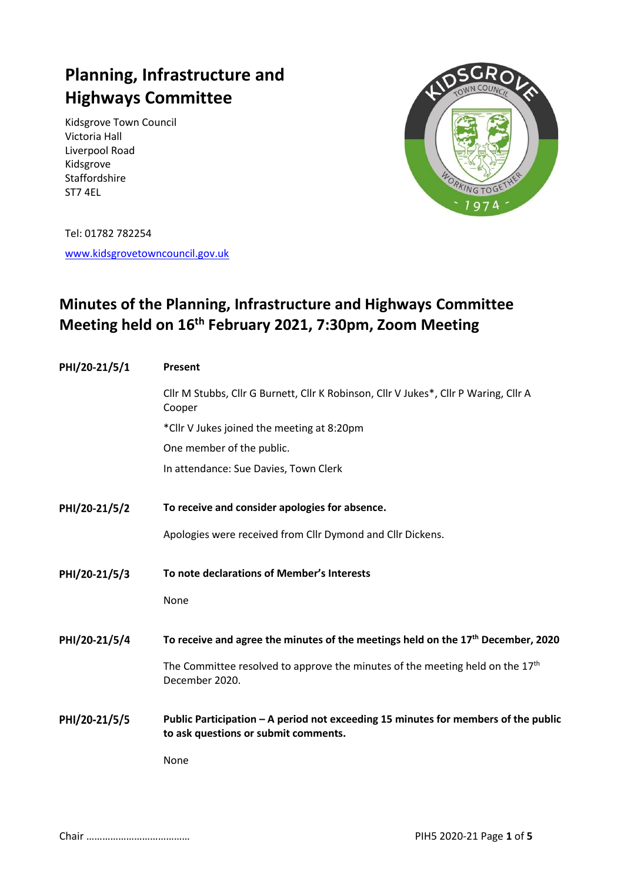# Planning, Infrastructure and Highways Committee

Kidsgrove Town Council
Victoria Hall
Liverpool Road
Kidsgrove
Staffordshire
ST7 4EL

Tel: 01782 782254

www.kidsgrovetowncouncil.gov.uk

## Minutes of the Planning, Infrastructure and Highways Committee Meeting held on 16th February 2021, 7:30pm, Zoom Meeting

**PHI/20-21/5/1** **Present**

Cllr M Stubbs, Cllr G Burnett, Cllr K Robinson, Cllr V Jukes*, Cllr P Waring, Cllr A Cooper

*Cllr V Jukes joined the meeting at 8:20pm

One member of the public.

In attendance: Sue Davies, Town Clerk

**PHI/20-21/5/2** **To receive and consider apologies for absence.**

Apologies were received from Cllr Dymond and Cllr Dickens.

**PHI/20-21/5/3** **To note declarations of Member's Interests**

None

**PHI/20-21/5/4** **To receive and agree the minutes of the meetings held on the 17th December, 2020**

The Committee resolved to approve the minutes of the meeting held on the 17th December 2020.

**PHI/20-21/5/5** **Public Participation – A period not exceeding 15 minutes for members of the public to ask questions or submit comments.**

None

Chair ………………………………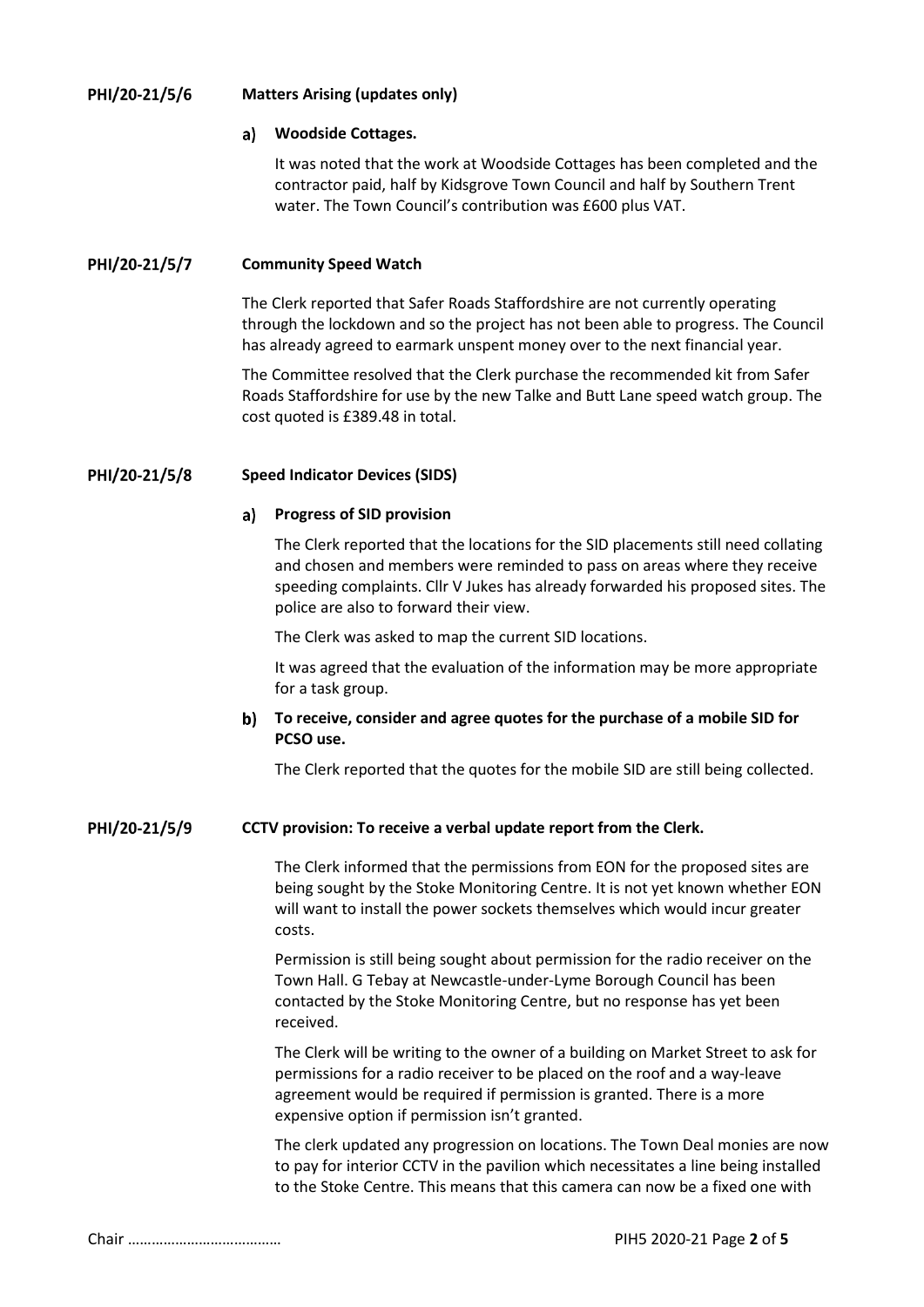**PHI/20-21/5/6 Matters Arising (updates only)**

**a) Woodside Cottages.**

It was noted that the work at Woodside Cottages has been completed and the contractor paid, half by Kidsgrove Town Council and half by Southern Trent water. The Town Council's contribution was £600 plus VAT.

**PHI/20-21/5/7 Community Speed Watch**

The Clerk reported that Safer Roads Staffordshire are not currently operating through the lockdown and so the project has not been able to progress. The Council has already agreed to earmark unspent money over to the next financial year.

The Committee resolved that the Clerk purchase the recommended kit from Safer Roads Staffordshire for use by the new Talke and Butt Lane speed watch group. The cost quoted is £389.48 in total.

**PHI/20-21/5/8 Speed Indicator Devices (SIDS)**

**a) Progress of SID provision**

The Clerk reported that the locations for the SID placements still need collating and chosen and members were reminded to pass on areas where they receive speeding complaints. Cllr V Jukes has already forwarded his proposed sites. The police are also to forward their view.

The Clerk was asked to map the current SID locations.

It was agreed that the evaluation of the information may be more appropriate for a task group.

**b) To receive, consider and agree quotes for the purchase of a mobile SID for PCSO use.**

The Clerk reported that the quotes for the mobile SID are still being collected.

**PHI/20-21/5/9 CCTV provision: To receive a verbal update report from the Clerk.**

The Clerk informed that the permissions from EON for the proposed sites are being sought by the Stoke Monitoring Centre. It is not yet known whether EON will want to install the power sockets themselves which would incur greater costs.

Permission is still being sought about permission for the radio receiver on the Town Hall. G Tebay at Newcastle-under-Lyme Borough Council has been contacted by the Stoke Monitoring Centre, but no response has yet been received.

The Clerk will be writing to the owner of a building on Market Street to ask for permissions for a radio receiver to be placed on the roof and a way-leave agreement would be required if permission is granted. There is a more expensive option if permission isn't granted.

The clerk updated any progression on locations. The Town Deal monies are now to pay for interior CCTV in the pavilion which necessitates a line being installed to the Stoke Centre. This means that this camera can now be a fixed one with

Chair ………………………………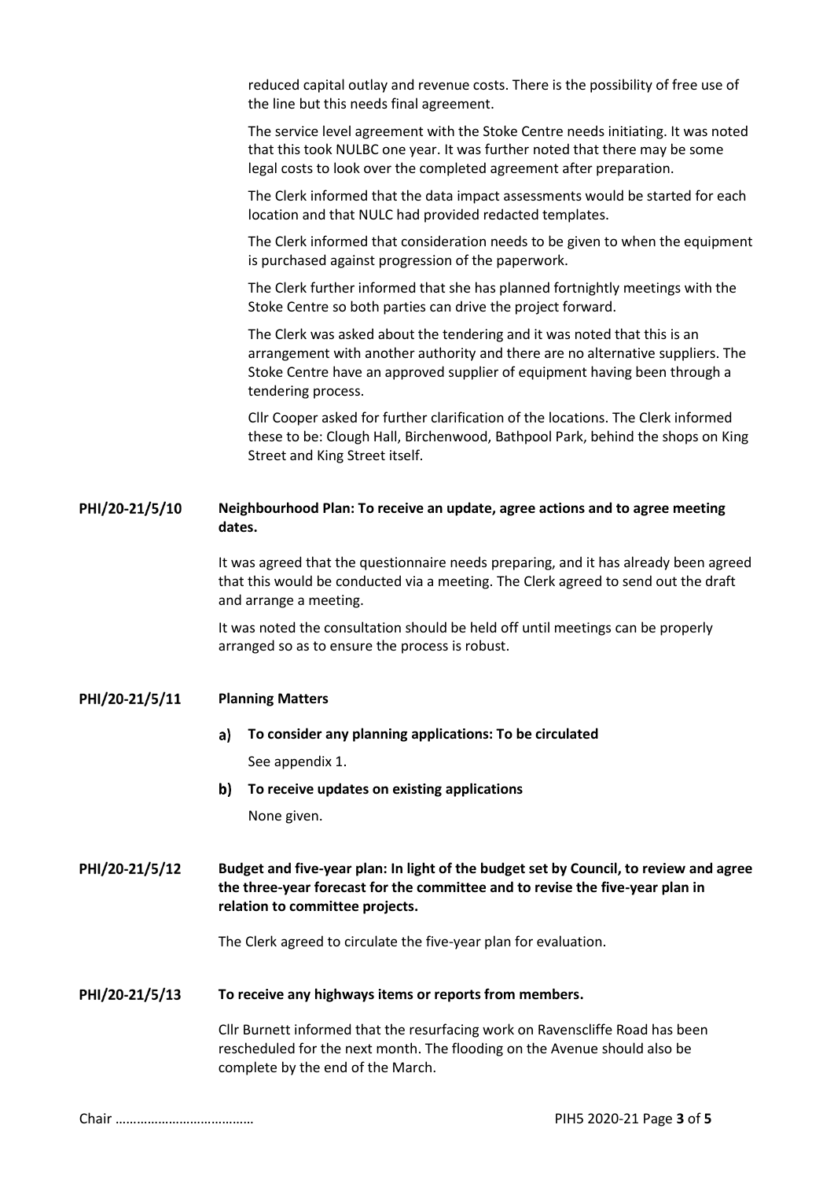reduced capital outlay and revenue costs. There is the possibility of free use of the line but this needs final agreement.

The service level agreement with the Stoke Centre needs initiating. It was noted that this took NULBC one year. It was further noted that there may be some legal costs to look over the completed agreement after preparation.

The Clerk informed that the data impact assessments would be started for each location and that NULC had provided redacted templates.

The Clerk informed that consideration needs to be given to when the equipment is purchased against progression of the paperwork.

The Clerk further informed that she has planned fortnightly meetings with the Stoke Centre so both parties can drive the project forward.

The Clerk was asked about the tendering and it was noted that this is an arrangement with another authority and there are no alternative suppliers. The Stoke Centre have an approved supplier of equipment having been through a tendering process.

Cllr Cooper asked for further clarification of the locations. The Clerk informed these to be: Clough Hall, Birchenwood, Bathpool Park, behind the shops on King Street and King Street itself.

**PHI/20-21/5/10 Neighbourhood Plan: To receive an update, agree actions and to agree meeting dates.**

It was agreed that the questionnaire needs preparing, and it has already been agreed that this would be conducted via a meeting. The Clerk agreed to send out the draft and arrange a meeting.

It was noted the consultation should be held off until meetings can be properly arranged so as to ensure the process is robust.

**PHI/20-21/5/11 Planning Matters**

**a) To consider any planning applications: To be circulated**

See appendix 1.

**b) To receive updates on existing applications**

None given.

**PHI/20-21/5/12 Budget and five-year plan: In light of the budget set by Council, to review and agree the three-year forecast for the committee and to revise the five-year plan in relation to committee projects.**

The Clerk agreed to circulate the five-year plan for evaluation.

**PHI/20-21/5/13 To receive any highways items or reports from members.**

Cllr Burnett informed that the resurfacing work on Ravenscliffe Road has been rescheduled for the next month. The flooding on the Avenue should also be complete by the end of the March.

Chair ………………………………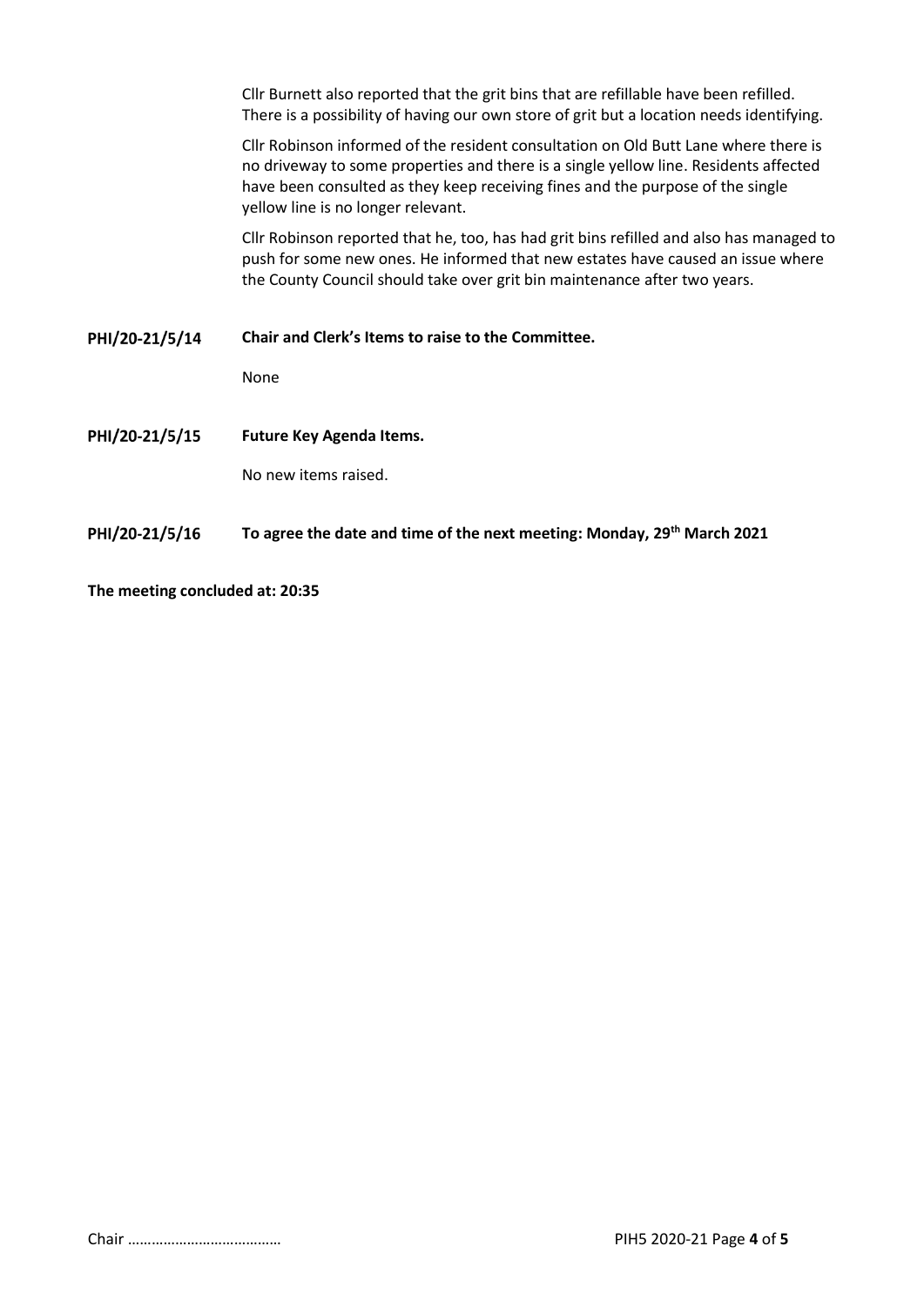Cllr Burnett also reported that the grit bins that are refillable have been refilled. There is a possibility of having our own store of grit but a location needs identifying.

Cllr Robinson informed of the resident consultation on Old Butt Lane where there is no driveway to some properties and there is a single yellow line. Residents affected have been consulted as they keep receiving fines and the purpose of the single yellow line is no longer relevant.

Cllr Robinson reported that he, too, has had grit bins refilled and also has managed to push for some new ones. He informed that new estates have caused an issue where the County Council should take over grit bin maintenance after two years.

**PHI/20-21/5/14 Chair and Clerk's Items to raise to the Committee.**

None

**PHI/20-21/5/15 Future Key Agenda Items.**

No new items raised.

**PHI/20-21/5/16 To agree the date and time of the next meeting: Monday, 29th March 2021**

**The meeting concluded at: 20:35**

Chair ………………………………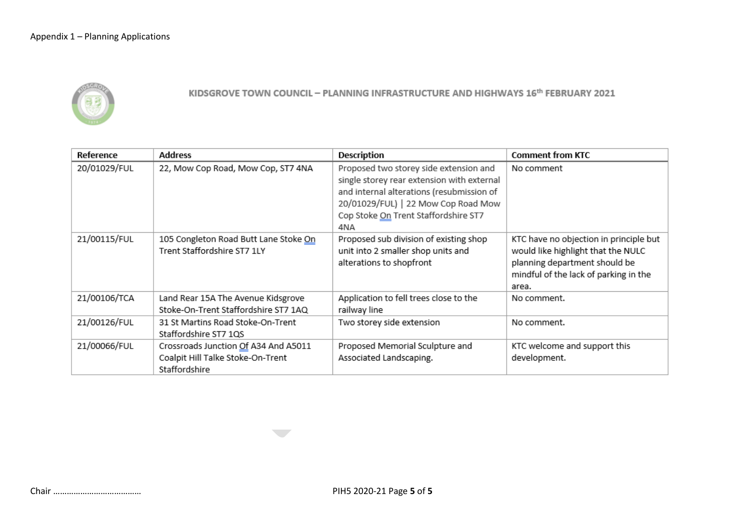Appendix 1 – Planning Applications

## KIDSGROVE TOWN COUNCIL – PLANNING INFRASTRUCTURE AND HIGHWAYS 16th FEBRUARY 2021

| Reference | Address | Description | Comment from KTC |
|---|---|---|---|
| 20/01029/FUL | 22, Mow Cop Road, Mow Cop, ST7 4NA | Proposed two storey side extension and single storey rear extension with external and internal alterations (resubmission of 20/01029/FUL) \| 22 Mow Cop Road Mow Cop Stoke On Trent Staffordshire ST7 4NA | No comment |
| 21/00115/FUL | 105 Congleton Road Butt Lane Stoke On Trent Staffordshire ST7 1LY | Proposed sub division of existing shop unit into 2 smaller shop units and alterations to shopfront | KTC have no objection in principle but would like highlight that the NULC planning department should be mindful of the lack of parking in the area. |
| 21/00106/TCA | Land Rear 15A The Avenue Kidsgrove Stoke-On-Trent Staffordshire ST7 1AQ | Application to fell trees close to the railway line | No comment. |
| 21/00126/FUL | 31 St Martins Road Stoke-On-Trent Staffordshire ST7 1QS | Two storey side extension | No comment. |
| 21/00066/FUL | Crossroads Junction Of A34 And A5011 Coalpit Hill Talke Stoke-On-Trent Staffordshire | Proposed Memorial Sculpture and Associated Landscaping. | KTC welcome and support this development. |

Chair …………………………………